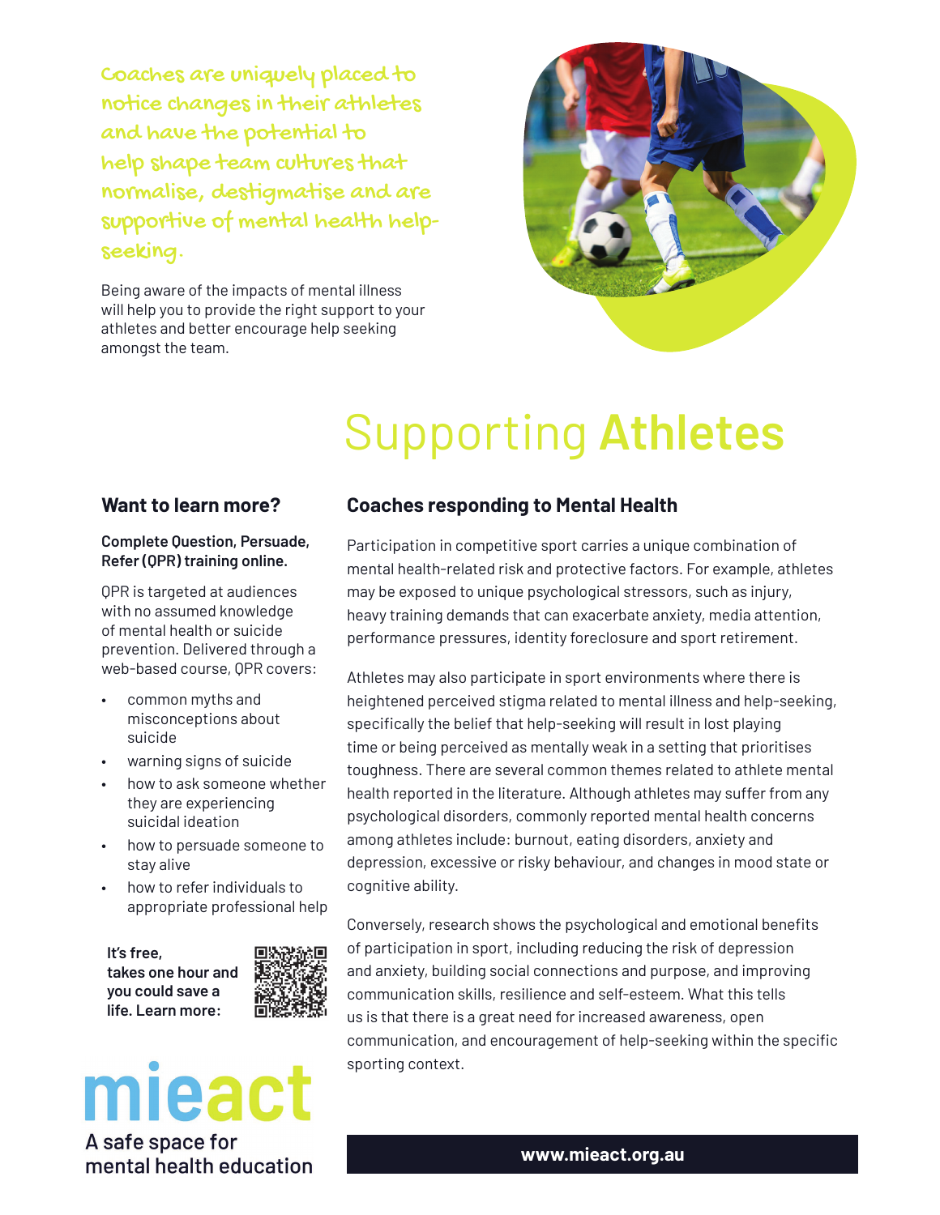Coaches are uniquely placed to notice changes in their athletes and have the potential to help shape team cultures that normalise, destigmatise and are supportive of mental health help-seeking.

Being aware of the impacts of mental illness will help you to provide the right support to your athletes and better encourage help seeking amongst the team.

# Supporting **Athletes**

## Coaches responding to Mental Health

Participation in competitive sport carries a unique combination of mental health-related risk and protective factors. For example, athletes may be exposed to unique psychological stressors, such as injury, heavy training demands that can exacerbate anxiety, media attention, performance pressures, identity foreclosure and sport retirement.

Athletes may also participate in sport environments where there is heightened perceived stigma related to mental illness and help-seeking, specifically the belief that help-seeking will result in lost playing time or being perceived as mentally weak in a setting that prioritises toughness. There are several common themes related to athlete mental health reported in the literature. Although athletes may suffer from any psychological disorders, commonly reported mental health concerns among athletes include: burnout, eating disorders, anxiety and depression, excessive or risky behaviour, and changes in mood state or cognitive ability.

Conversely, research shows the psychological and emotional benefits of participation in sport, including reducing the risk of depression and anxiety, building social connections and purpose, and improving communication skills, resilience and self-esteem. What this tells us is that there is a great need for increased awareness, open communication, and encouragement of help-seeking within the specific sporting context.

## Want to learn more?

**Complete Question, Persuade, Refer (QPR) training online.**

QPR is targeted at audiences with no assumed knowledge of mental health or suicide prevention. Delivered through a web-based course, QPR covers:

- common myths and misconceptions about suicide
- warning signs of suicide
- how to ask someone whether they are experiencing suicidal ideation
- how to persuade someone to stay alive
- how to refer individuals to appropriate professional help

**It's free, takes one hour and you could save a life. Learn more:**

**mieact**

A safe space for mental health education

**www.mieact.org.au**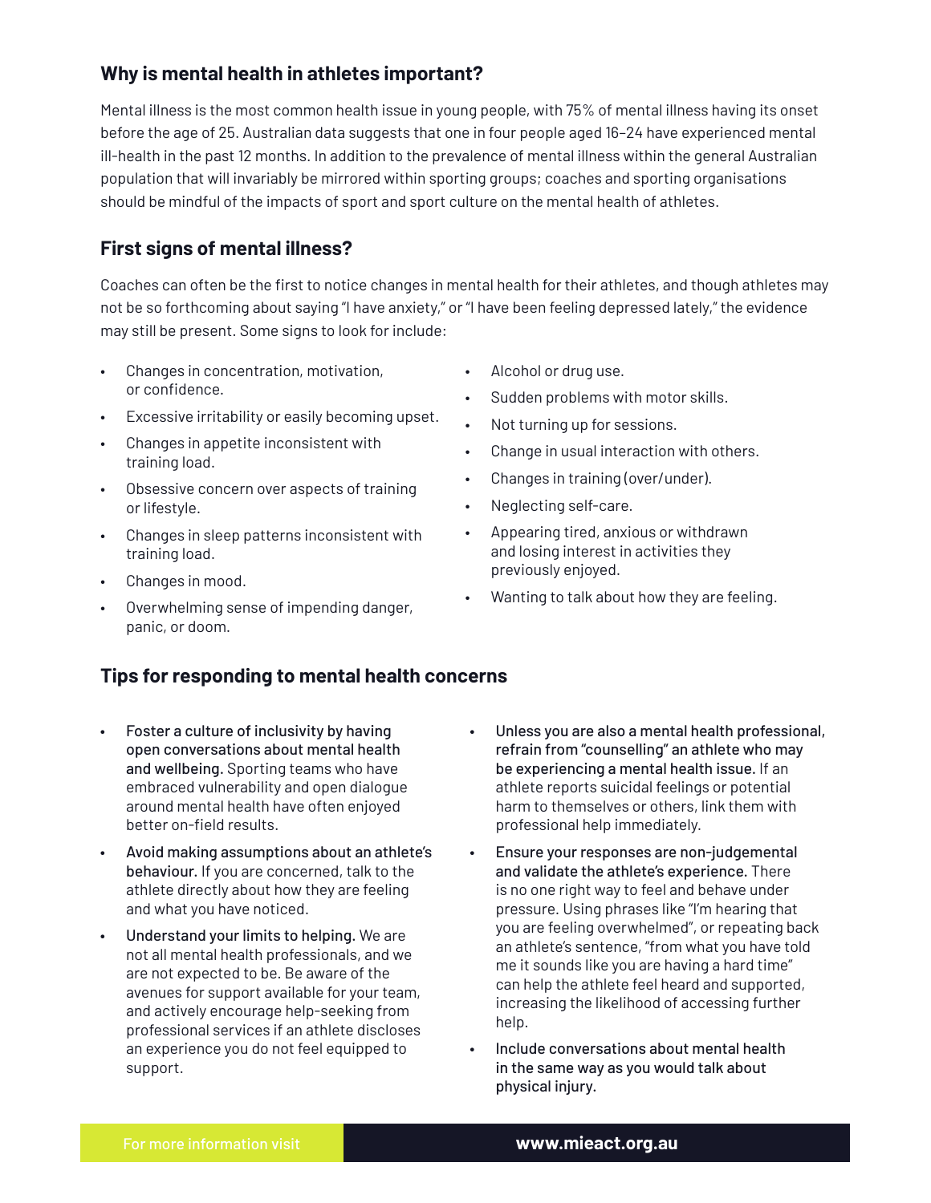## Why is mental health in athletes important?

Mental illness is the most common health issue in young people, with 75% of mental illness having its onset before the age of 25. Australian data suggests that one in four people aged 16–24 have experienced mental ill-health in the past 12 months. In addition to the prevalence of mental illness within the general Australian population that will invariably be mirrored within sporting groups; coaches and sporting organisations should be mindful of the impacts of sport and sport culture on the mental health of athletes.

## First signs of mental illness?

Coaches can often be the first to notice changes in mental health for their athletes, and though athletes may not be so forthcoming about saying "I have anxiety," or "I have been feeling depressed lately," the evidence may still be present. Some signs to look for include:

- Changes in concentration, motivation, or confidence.
- Excessive irritability or easily becoming upset.
- Changes in appetite inconsistent with training load.
- Obsessive concern over aspects of training or lifestyle.
- Changes in sleep patterns inconsistent with training load.
- Changes in mood.
- Overwhelming sense of impending danger, panic, or doom.
- Alcohol or drug use.
- Sudden problems with motor skills.
- Not turning up for sessions.
- Change in usual interaction with others.
- Changes in training (over/under).
- Neglecting self-care.
- Appearing tired, anxious or withdrawn and losing interest in activities they previously enjoyed.
- Wanting to talk about how they are feeling.

## Tips for responding to mental health concerns

- **Foster a culture of inclusivity by having open conversations about mental health and wellbeing.** Sporting teams who have embraced vulnerability and open dialogue around mental health have often enjoyed better on-field results.
- **Avoid making assumptions about an athlete's behaviour.** If you are concerned, talk to the athlete directly about how they are feeling and what you have noticed.
- **Understand your limits to helping.** We are not all mental health professionals, and we are not expected to be. Be aware of the avenues for support available for your team, and actively encourage help-seeking from professional services if an athlete discloses an experience you do not feel equipped to support.
- **Unless you are also a mental health professional, refrain from "counselling" an athlete who may be experiencing a mental health issue.** If an athlete reports suicidal feelings or potential harm to themselves or others, link them with professional help immediately.
- **Ensure your responses are non-judgemental and validate the athlete's experience.** There is no one right way to feel and behave under pressure. Using phrases like "I'm hearing that you are feeling overwhelmed", or repeating back an athlete's sentence, "from what you have told me it sounds like you are having a hard time" can help the athlete feel heard and supported, increasing the likelihood of accessing further help.
- **Include conversations about mental health in the same way as you would talk about physical injury.**

For more information visit **www.mieact.org.au**